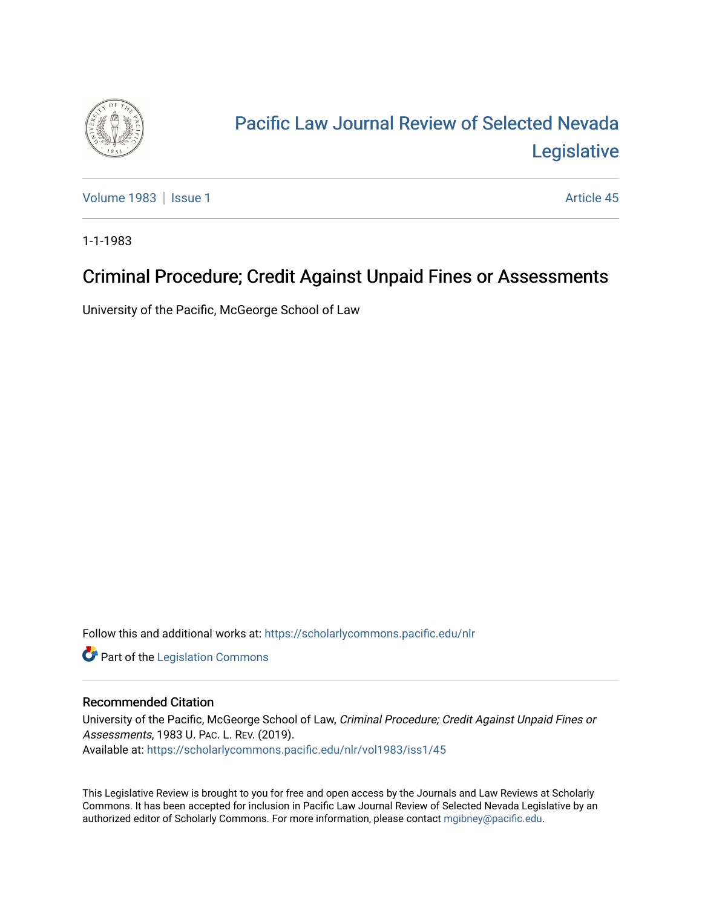# Pacific Law Journal Review of Selected Nevada Legislative

Volume 1983 | Issue 1 — Article 45

1-1-1983

## Criminal Procedure; Credit Against Unpaid Fines or Assessments

University of the Pacific, McGeorge School of Law

Follow this and additional works at: https://scholarlycommons.pacific.edu/nlr

Part of the Legislation Commons

### Recommended Citation

University of the Pacific, McGeorge School of Law, *Criminal Procedure; Credit Against Unpaid Fines or Assessments*, 1983 U. PAC. L. REV. (2019).
Available at: https://scholarlycommons.pacific.edu/nlr/vol1983/iss1/45

This Legislative Review is brought to you for free and open access by the Journals and Law Reviews at Scholarly Commons. It has been accepted for inclusion in Pacific Law Journal Review of Selected Nevada Legislative by an authorized editor of Scholarly Commons. For more information, please contact mgibney@pacific.edu.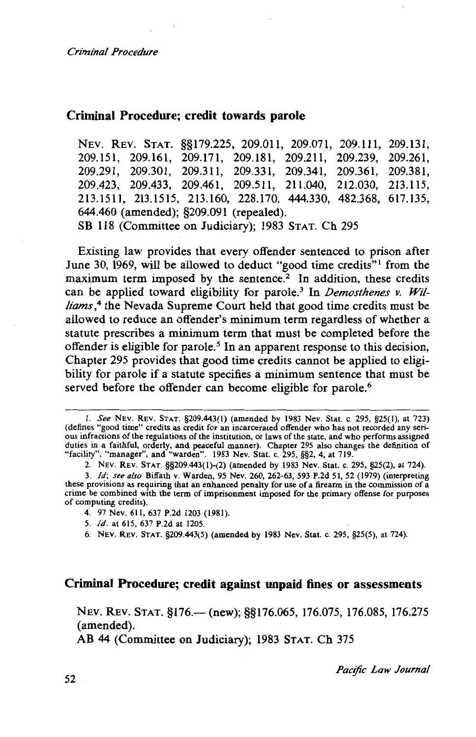## Criminal Procedure; credit towards parole

NEV. REV. STAT. §§179.225, 209.011, 209.071, 209.111, 209.131, 209.151, 209.161, 209.171, 209.181, 209.211, 209.239, 209.261, 209.291, 209.301, 209.311, 209.331, 209.341, 209.361, 209.381, 209.423, 209.433, 209.461, 209.511, 211.040, 212.030, 213.115, 213.1511, 213.1515, 213.160, 228.170, 444.330, 482.368, 617.135, 644.460 (amended); §209.091 (repealed).
SB 118 (Committee on Judiciary); 1983 STAT. Ch 295

Existing law provides that every offender sentenced to prison after June 30, 1969, will be allowed to deduct "good time credits"[1] from the maximum term imposed by the sentence.[2] In addition, these credits can be applied toward eligibility for parole.[3] In *Demosthenes v. Williams*,[4] the Nevada Supreme Court held that good time credits must be allowed to reduce an offender's minimum term regardless of whether a statute prescribes a minimum term that must be completed before the offender is eligible for parole.[5] In an apparent response to this decision, Chapter 295 provides that good time credits cannot be applied to eligibility for parole if a statute specifies a minimum sentence that must be served before the offender can become eligible for parole.[6]

1. *See* NEV. REV. STAT. §209.443(1) (amended by 1983 Nev. Stat. c. 295, §25(1), at 723) (defines "good time" credits as credit for an incarcerated offender who has not recorded any serious infractions of the regulations of the institution, or laws of the state, and who performs assigned duties in a faithful, orderly, and peaceful manner). Chapter 295 also changes the definition of "facility", "manager", and "warden". 1983 Nev. Stat. c. 295, §§2, 4, at 719.

2. NEV. REV. STAT. §§209.443(1)-(2) (amended by 1983 Nev. Stat. c. 295, §25(2), at 724).

3. *Id*; *see also* Biffath v. Warden, 95 Nev. 260, 262-63, 593 P.2d 51, 52 (1979) (interpreting these provisions as requiring that an enhanced penalty for use of a firearm in the commission of a crime be combined with the term of imprisonment imposed for the primary offense for purposes of computing credits).

4. 97 Nev. 611, 637 P.2d 1203 (1981).

5. *Id*. at 615, 637 P.2d at 1205.

6. NEV. REV. STAT. §209.443(5) (amended by 1983 Nev. Stat. c. 295, §25(5), at 724).

## Criminal Procedure; credit against unpaid fines or assessments

NEV. REV. STAT. §176.— (new); §§176.065, 176.075, 176.085, 176.275 (amended).
AB 44 (Committee on Judiciary); 1983 STAT. Ch 375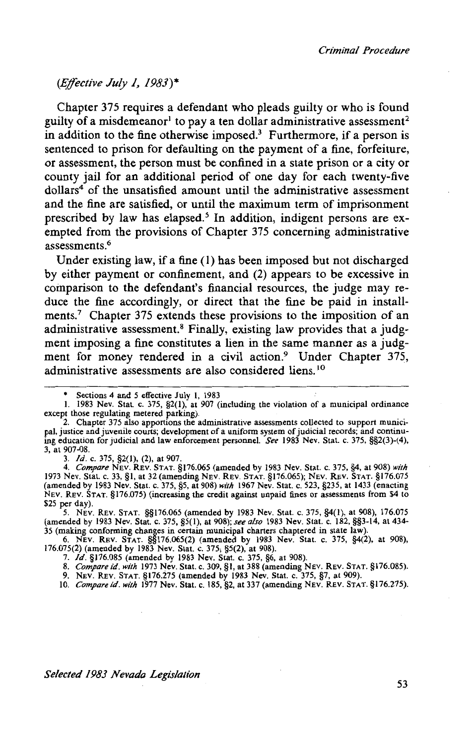*(Effective July 1, 1983)**

Chapter 375 requires a defendant who pleads guilty or who is found guilty of a misdemeanor[1] to pay a ten dollar administrative assessment[2] in addition to the fine otherwise imposed.[3] Furthermore, if a person is sentenced to prison for defaulting on the payment of a fine, forfeiture, or assessment, the person must be confined in a state prison or a city or county jail for an additional period of one day for each twenty-five dollars[4] of the unsatisfied amount until the administrative assessment and the fine are satisfied, or until the maximum term of imprisonment prescribed by law has elapsed.[5] In addition, indigent persons are exempted from the provisions of Chapter 375 concerning administrative assessments.[6]

Under existing law, if a fine (1) has been imposed but not discharged by either payment or confinement, and (2) appears to be excessive in comparison to the defendant's financial resources, the judge may reduce the fine accordingly, or direct that the fine be paid in installments.[7] Chapter 375 extends these provisions to the imposition of an administrative assessment.[8] Finally, existing law provides that a judgment imposing a fine constitutes a lien in the same manner as a judgment for money rendered in a civil action.[9] Under Chapter 375, administrative assessments are also considered liens.[10]

---

\* Sections 4 and 5 effective July 1, 1983

1. 1983 Nev. Stat. c. 375, §2(1), at 907 (including the violation of a municipal ordinance except those regulating metered parking).
2. Chapter 375 also apportions the administrative assessments collected to support municipal, justice and juvenile courts; development of a uniform system of judicial records; and continuing education for judicial and law enforcement personnel. *See* 1983 Nev. Stat. c. 375, §§2(3)-(4), 3, at 907-08.
3. *Id.* c. 375, §2(1), (2), at 907.
4. *Compare* NEV. REV. STAT. §176.065 (amended by 1983 Nev. Stat. c. 375, §4, at 908) *with* 1973 Nev. Stat. c. 33, §1, at 32 (amending NEV. REV. STAT. §176.065); NEV. REV. STAT. §176.075 (amended by 1983 Nev. Stat. c. 375, §5, at 908) *with* 1967 Nev. Stat. c. 523, §235, at 1433 (enacting NEV. REV. STAT. §176.075) (increasing the credit against unpaid fines or assessments from $4 to $25 per day).
5. NEV. REV. STAT. §§176.065 (amended by 1983 Nev. Stat. c. 375, §4(1), at 908), 176.075 (amended by 1983 Nev. Stat. c. 375, §5(1), at 908); *see also* 1983 Nev. Stat. c. 182, §§3-14, at 434-35 (making conforming changes in certain municipal charters chaptered in state law).
6. NEV. REV. STAT. §§176.065(2) (amended by 1983 Nev. Stat. c. 375, §4(2), at 908), 176.075(2) (amended by 1983 Nev. Stat. c. 375, §5(2), at 908).
7. *Id.* §176.085 (amended by 1983 Nev. Stat. c. 375, §6, at 908).
8. *Compare id. with* 1973 Nev. Stat. c. 309, §1, at 388 (amending NEV. REV. STAT. §176.085).
9. NEV. REV. STAT. §176.275 (amended by 1983 Nev. Stat. c. 375, §7, at 909).
10. *Compare id. with* 1977 Nev. Stat. c. 185, §2, at 337 (amending NEV. REV. STAT. §176.275).